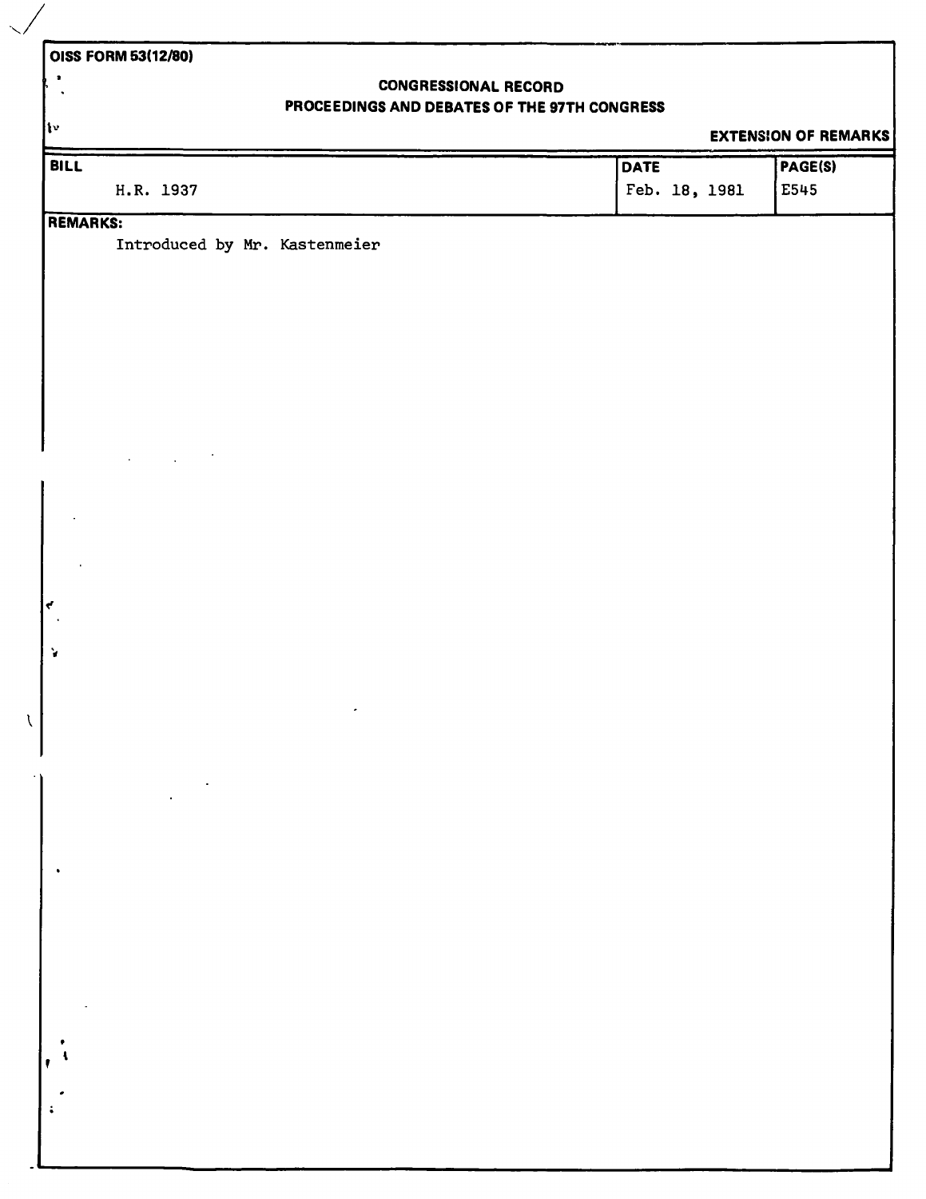OISS FORM 53(12/80)

**CONGRESSIONAL RECORD**
**PROCEEDINGS AND DEBATES OF THE 97TH CONGRESS**

**EXTENSION OF REMARKS**

| BILL | DATE | PAGE(S) |
|---|---|---|
| H.R. 1937 | Feb. 18, 1981 | E545 |

**REMARKS:**

Introduced by Mr. Kastenmeier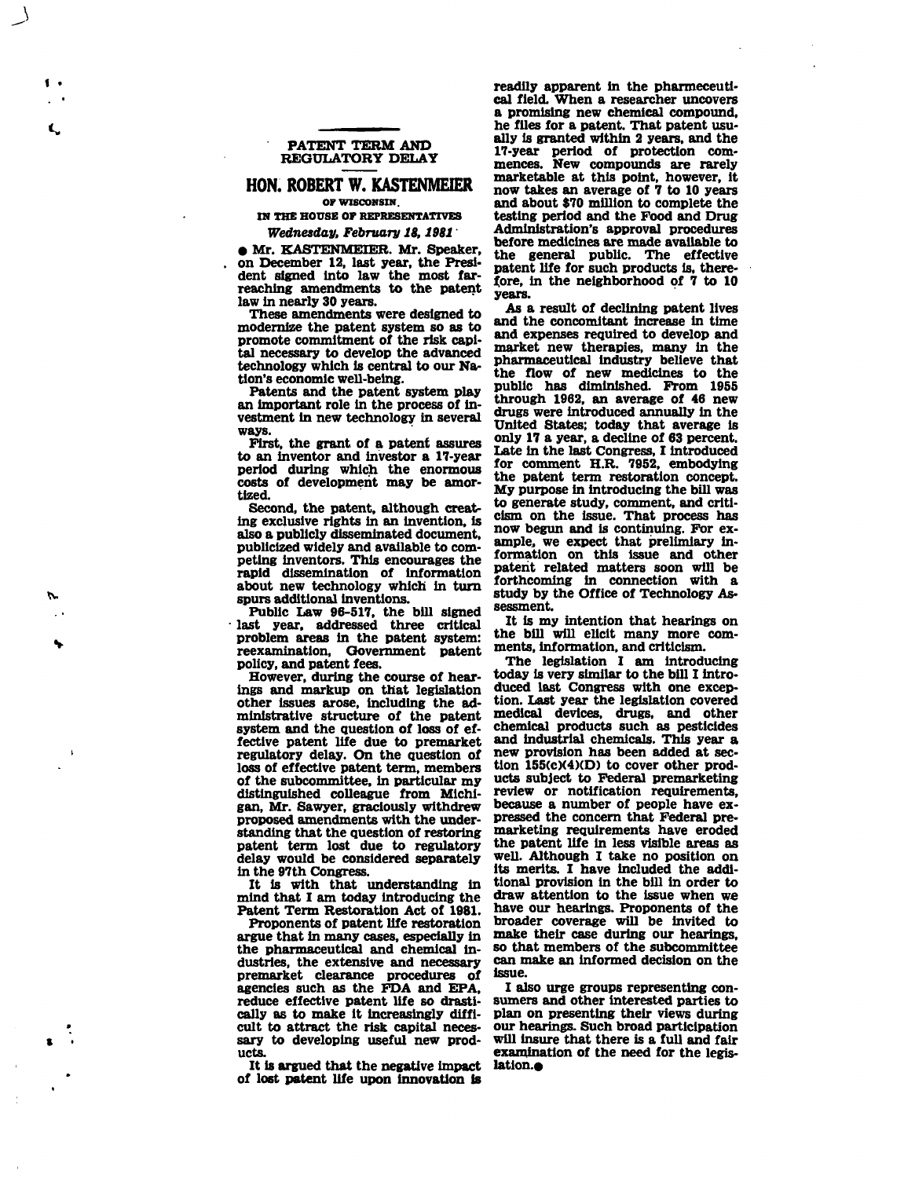## PATENT TERM AND REGULATORY DELAY

### HON. ROBERT W. KASTENMEIER

OF WISCONSIN

IN THE HOUSE OF REPRESENTATIVES

*Wednesday, February 18, 1981*

● Mr. KASTENMEIER. Mr. Speaker, on December 12, last year, the President signed into law the most far-reaching amendments to the patent law in nearly 30 years.

These amendments were designed to modernize the patent system so as to promote commitment of the risk capital necessary to develop the advanced technology which is central to our Nation's economic well-being.

Patents and the patent system play an important role in the process of investment in new technology in several ways.

First, the grant of a patent assures to an inventor and investor a 17-year period during which the enormous costs of development may be amortized.

Second, the patent, although creating exclusive rights in an invention, is also a publicly disseminated document, publicized widely and available to competing inventors. This encourages the rapid dissemination of information about new technology which in turn spurs additional inventions.

Public Law 96-517, the bill signed last year, addressed three critical problem areas in the patent system: reexamination, Government patent policy, and patent fees.

However, during the course of hearings and markup on that legislation other issues arose, including the administrative structure of the patent system and the question of loss of effective patent life due to premarket regulatory delay. On the question of loss of effective patent term, members of the subcommittee, in particular my distinguished colleague from Michigan, Mr. Sawyer, graciously withdrew proposed amendments with the understanding that the question of restoring patent term lost due to regulatory delay would be considered separately in the 97th Congress.

It is with that understanding in mind that I am today introducing the Patent Term Restoration Act of 1981.

Proponents of patent life restoration argue that in many cases, especially in the pharmaceutical and chemical industries, the extensive and necessary premarket clearance procedures of agencies such as the FDA and EPA, reduce effective patent life so drastically as to make it increasingly difficult to attract the risk capital necessary to developing useful new products.

It is argued that the negative impact of lost patent life upon innovation is readily apparent in the pharmaceutical field. When a researcher uncovers a promising new chemical compound, he files for a patent. That patent usually is granted within 2 years, and the 17-year period of protection commences. New compounds are rarely marketable at this point, however, it now takes an average of 7 to 10 years and about $70 million to complete the testing period and the Food and Drug Administration's approval procedures before medicines are made available to the general public. The effective patent life for such products is, therefore, in the neighborhood of 7 to 10 years.

As a result of declining patent lives and the concomitant increase in time and expenses required to develop and market new therapies, many in the pharmaceutical industry believe that the flow of new medicines to the public has diminished. From 1955 through 1962, an average of 46 new drugs were introduced annually in the United States; today that average is only 17 a year, a decline of 63 percent. Late in the last Congress, I introduced for comment H.R. 7952, embodying the patent term restoration concept. My purpose in introducing the bill was to generate study, comment, and criticism on the issue. That process has now begun and is continuing. For example, we expect that prelimiary information on this issue and other patent related matters soon will be forthcoming in connection with a study by the Office of Technology Assessment.

It is my intention that hearings on the bill will elicit many more comments, information, and criticism.

The legislation I am introducing today is very similar to the bill I introduced last Congress with one exception. Last year the legislation covered medical devices, drugs, and other chemical products such as pesticides and industrial chemicals. This year a new provision has been added at section 155(c)(4)(D) to cover other products subject to Federal premarketing review or notification requirements, because a number of people have expressed the concern that Federal premarketing requirements have eroded the patent life in less visible areas as well. Although I take no position on its merits. I have included the additional provision in the bill in order to draw attention to the issue when we have our hearings. Proponents of the broader coverage will be invited to make their case during our hearings, so that members of the subcommittee can make an informed decision on the issue.

I also urge groups representing consumers and other interested parties to plan on presenting their views during our hearings. Such broad participation will insure that there is a full and fair examination of the need for the legislation.●